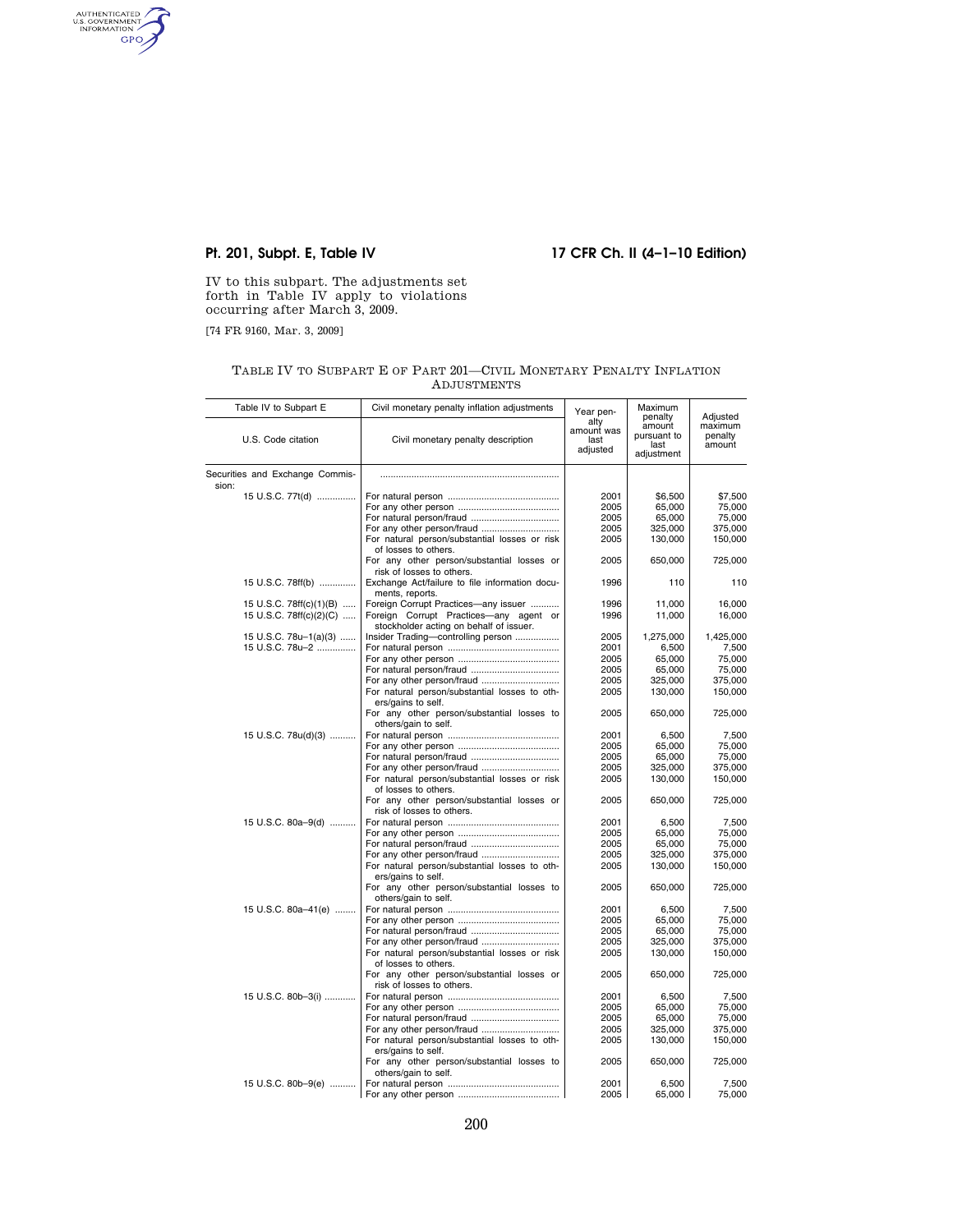IV to this subpart. The adjustments set forth in Table IV apply to violations occurring after March 3, 2009.

[74 FR 9160, Mar. 3, 2009]

TABLE IV TO SUBPART E OF PART 201—CIVIL MONETARY PENALTY INFLATION ADJUSTMENTS

| Table IV to Subpart E | Civil monetary penalty inflation adjustments | Year penalty amount was last adjusted | Maximum penalty amount pursuant to last adjustment | Adjusted maximum penalty amount |
|---|---|---|---|---|
| U.S. Code citation | Civil monetary penalty description | | | |
| Securities and Exchange Commission: | | | | |
| 15 U.S.C. 77t(d) | For natural person | 2001 | $6,500 | $7,500 |
| | For any other person | 2005 | 65,000 | 75,000 |
| | For natural person/fraud | 2005 | 65,000 | 75,000 |
| | For any other person/fraud | 2005 | 325,000 | 375,000 |
| | For natural person/substantial losses or risk of losses to others. | 2005 | 130,000 | 150,000 |
| | For any other person/substantial losses or risk of losses to others. | 2005 | 650,000 | 725,000 |
| 15 U.S.C. 78ff(b) | Exchange Act/failure to file information documents, reports. | 1996 | 110 | 110 |
| 15 U.S.C. 78ff(c)(1)(B) | Foreign Corrupt Practices—any issuer | 1996 | 11,000 | 16,000 |
| 15 U.S.C. 78ff(c)(2)(C) | Foreign Corrupt Practices—any agent or stockholder acting on behalf of issuer. | 1996 | 11,000 | 16,000 |
| 15 U.S.C. 78u–1(a)(3) | Insider Trading—controlling person | 2005 | 1,275,000 | 1,425,000 |
| 15 U.S.C. 78u–2 | For natural person | 2001 | 6,500 | 7,500 |
| | For any other person | 2005 | 65,000 | 75,000 |
| | For natural person/fraud | 2005 | 65,000 | 75,000 |
| | For any other person/fraud | 2005 | 325,000 | 375,000 |
| | For natural person/substantial losses to others/gains to self. | 2005 | 130,000 | 150,000 |
| | For any other person/substantial losses to others/gain to self. | 2005 | 650,000 | 725,000 |
| 15 U.S.C. 78u(d)(3) | For natural person | 2001 | 6,500 | 7,500 |
| | For any other person | 2005 | 65,000 | 75,000 |
| | For natural person/fraud | 2005 | 65,000 | 75,000 |
| | For any other person/fraud | 2005 | 325,000 | 375,000 |
| | For natural person/substantial losses or risk of losses to others. | 2005 | 130,000 | 150,000 |
| | For any other person/substantial losses or risk of losses to others. | 2005 | 650,000 | 725,000 |
| 15 U.S.C. 80a–9(d) | For natural person | 2001 | 6,500 | 7,500 |
| | For any other person | 2005 | 65,000 | 75,000 |
| | For natural person/fraud | 2005 | 65,000 | 75,000 |
| | For any other person/fraud | 2005 | 325,000 | 375,000 |
| | For natural person/substantial losses to others/gains to self. | 2005 | 130,000 | 150,000 |
| | For any other person/substantial losses to others/gain to self. | 2005 | 650,000 | 725,000 |
| 15 U.S.C. 80a–41(e) | For natural person | 2001 | 6,500 | 7,500 |
| | For any other person | 2005 | 65,000 | 75,000 |
| | For natural person/fraud | 2005 | 65,000 | 75,000 |
| | For any other person/fraud | 2005 | 325,000 | 375,000 |
| | For natural person/substantial losses or risk of losses to others. | 2005 | 130,000 | 150,000 |
| | For any other person/substantial losses or risk of losses to others. | 2005 | 650,000 | 725,000 |
| 15 U.S.C. 80b–3(i) | For natural person | 2001 | 6,500 | 7,500 |
| | For any other person | 2005 | 65,000 | 75,000 |
| | For natural person/fraud | 2005 | 65,000 | 75,000 |
| | For any other person/fraud | 2005 | 325,000 | 375,000 |
| | For natural person/substantial losses to others/gains to self. | 2005 | 130,000 | 150,000 |
| | For any other person/substantial losses to others/gain to self. | 2005 | 650,000 | 725,000 |
| 15 U.S.C. 80b–9(e) | For natural person | 2001 | 6,500 | 7,500 |
| | For any other person | 2005 | 65,000 | 75,000 |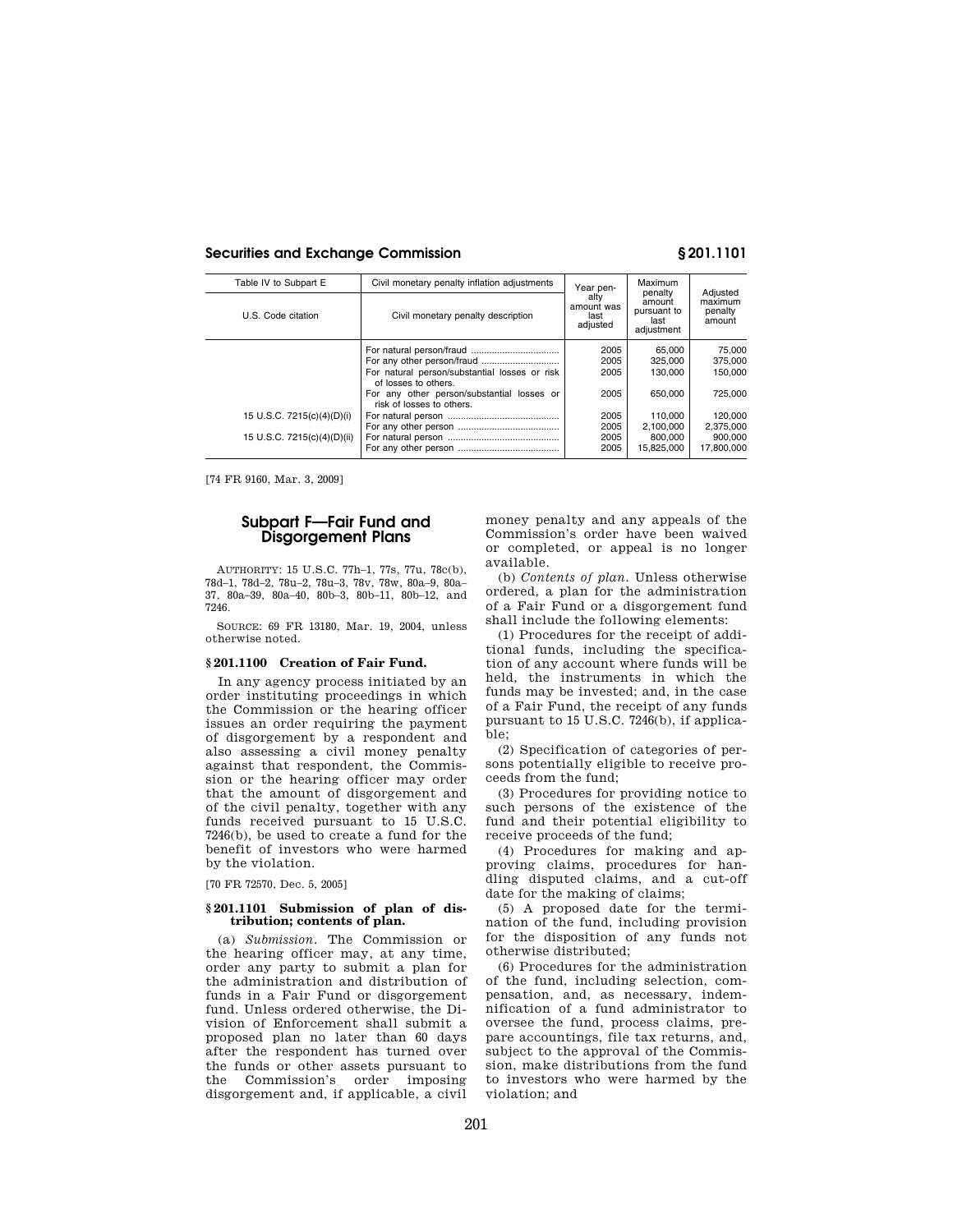| Table IV to Subpart E | Civil monetary penalty inflation adjustments | Year penalty amount was last adjusted | Maximum penalty amount pursuant to last adjustment | Adjusted maximum penalty amount |
|---|---|---|---|---|
| U.S. Code citation | Civil monetary penalty description | | | |
| | For natural person/fraud | 2005 | 65,000 | 75,000 |
| | For any other person/fraud | 2005 | 325,000 | 375,000 |
| | For natural person/substantial losses or risk of losses to others. | 2005 | 130,000 | 150,000 |
| | For any other person/substantial losses or risk of losses to others. | 2005 | 650,000 | 725,000 |
| 15 U.S.C. 7215(c)(4)(D)(i) | For natural person | 2005 | 110,000 | 120,000 |
| | For any other person | 2005 | 2,100,000 | 2,375,000 |
| 15 U.S.C. 7215(c)(4)(D)(ii) | For natural person | 2005 | 800,000 | 900,000 |
| | For any other person | 2005 | 15,825,000 | 17,800,000 |

[74 FR 9160, Mar. 3, 2009]

## Subpart F—Fair Fund and Disgorgement Plans

AUTHORITY: 15 U.S.C. 77h–1, 77s, 77u, 78c(b), 78d–1, 78d–2, 78u–2, 78u–3, 78v, 78w, 80a–9, 80a–37, 80a–39, 80a–40, 80b–3, 80b–11, 80b–12, and 7246.

SOURCE: 69 FR 13180, Mar. 19, 2004, unless otherwise noted.

### § 201.1100 Creation of Fair Fund.

In any agency process initiated by an order instituting proceedings in which the Commission or the hearing officer issues an order requiring the payment of disgorgement by a respondent and also assessing a civil money penalty against that respondent, the Commission or the hearing officer may order that the amount of disgorgement and of the civil penalty, together with any funds received pursuant to 15 U.S.C. 7246(b), be used to create a fund for the benefit of investors who were harmed by the violation.

[70 FR 72570, Dec. 5, 2005]

### § 201.1101 Submission of plan of distribution; contents of plan.

(a) *Submission.* The Commission or the hearing officer may, at any time, order any party to submit a plan for the administration and distribution of funds in a Fair Fund or disgorgement fund. Unless ordered otherwise, the Division of Enforcement shall submit a proposed plan no later than 60 days after the respondent has turned over the funds or other assets pursuant to the Commission's order imposing disgorgement and, if applicable, a civil money penalty and any appeals of the Commission's order have been waived or completed, or appeal is no longer available.

(b) *Contents of plan.* Unless otherwise ordered, a plan for the administration of a Fair Fund or a disgorgement fund shall include the following elements:

(1) Procedures for the receipt of additional funds, including the specification of any account where funds will be held, the instruments in which the funds may be invested; and, in the case of a Fair Fund, the receipt of any funds pursuant to 15 U.S.C. 7246(b), if applicable;

(2) Specification of categories of persons potentially eligible to receive proceeds from the fund;

(3) Procedures for providing notice to such persons of the existence of the fund and their potential eligibility to receive proceeds of the fund;

(4) Procedures for making and approving claims, procedures for handling disputed claims, and a cut-off date for the making of claims;

(5) A proposed date for the termination of the fund, including provision for the disposition of any funds not otherwise distributed;

(6) Procedures for the administration of the fund, including selection, compensation, and, as necessary, indemnification of a fund administrator to oversee the fund, process claims, prepare accountings, file tax returns, and, subject to the approval of the Commission, make distributions from the fund to investors who were harmed by the violation; and